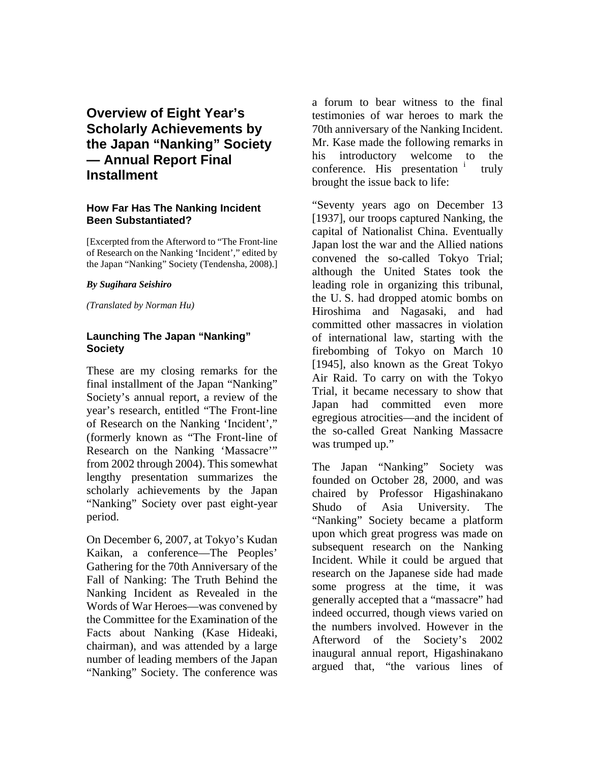# Overview of Eight Year's Scholarly Achievements by the Japan "Nanking" Society — Annual Report Final Installment

## How Far Has The Nanking Incident Been Substantiated?

[Excerpted from the Afterword to "The Front-line of Research on the Nanking 'Incident'," edited by the Japan "Nanking" Society (Tendensha, 2008).]

***By Sugihara Seishiro***

*(Translated by Norman Hu)*

## Launching The Japan "Nanking" Society

These are my closing remarks for the final installment of the Japan "Nanking" Society's annual report, a review of the year's research, entitled "The Front-line of Research on the Nanking 'Incident'," (formerly known as "The Front-line of Research on the Nanking 'Massacre'" from 2002 through 2004). This somewhat lengthy presentation summarizes the scholarly achievements by the Japan "Nanking" Society over past eight-year period.

On December 6, 2007, at Tokyo's Kudan Kaikan, a conference—The Peoples' Gathering for the 70th Anniversary of the Fall of Nanking: The Truth Behind the Nanking Incident as Revealed in the Words of War Heroes—was convened by the Committee for the Examination of the Facts about Nanking (Kase Hideaki, chairman), and was attended by a large number of leading members of the Japan "Nanking" Society. The conference was a forum to bear witness to the final testimonies of war heroes to mark the 70th anniversary of the Nanking Incident. Mr. Kase made the following remarks in his introductory welcome to the conference. His presentation [i] truly brought the issue back to life:

"Seventy years ago on December 13 [1937], our troops captured Nanking, the capital of Nationalist China. Eventually Japan lost the war and the Allied nations convened the so-called Tokyo Trial; although the United States took the leading role in organizing this tribunal, the U. S. had dropped atomic bombs on Hiroshima and Nagasaki, and had committed other massacres in violation of international law, starting with the firebombing of Tokyo on March 10 [1945], also known as the Great Tokyo Air Raid. To carry on with the Tokyo Trial, it became necessary to show that Japan had committed even more egregious atrocities—and the incident of the so-called Great Nanking Massacre was trumped up."

The Japan "Nanking" Society was founded on October 28, 2000, and was chaired by Professor Higashinakano Shudo of Asia University. The "Nanking" Society became a platform upon which great progress was made on subsequent research on the Nanking Incident. While it could be argued that research on the Japanese side had made some progress at the time, it was generally accepted that a "massacre" had indeed occurred, though views varied on the numbers involved. However in the Afterword of the Society's 2002 inaugural annual report, Higashinakano argued that, "the various lines of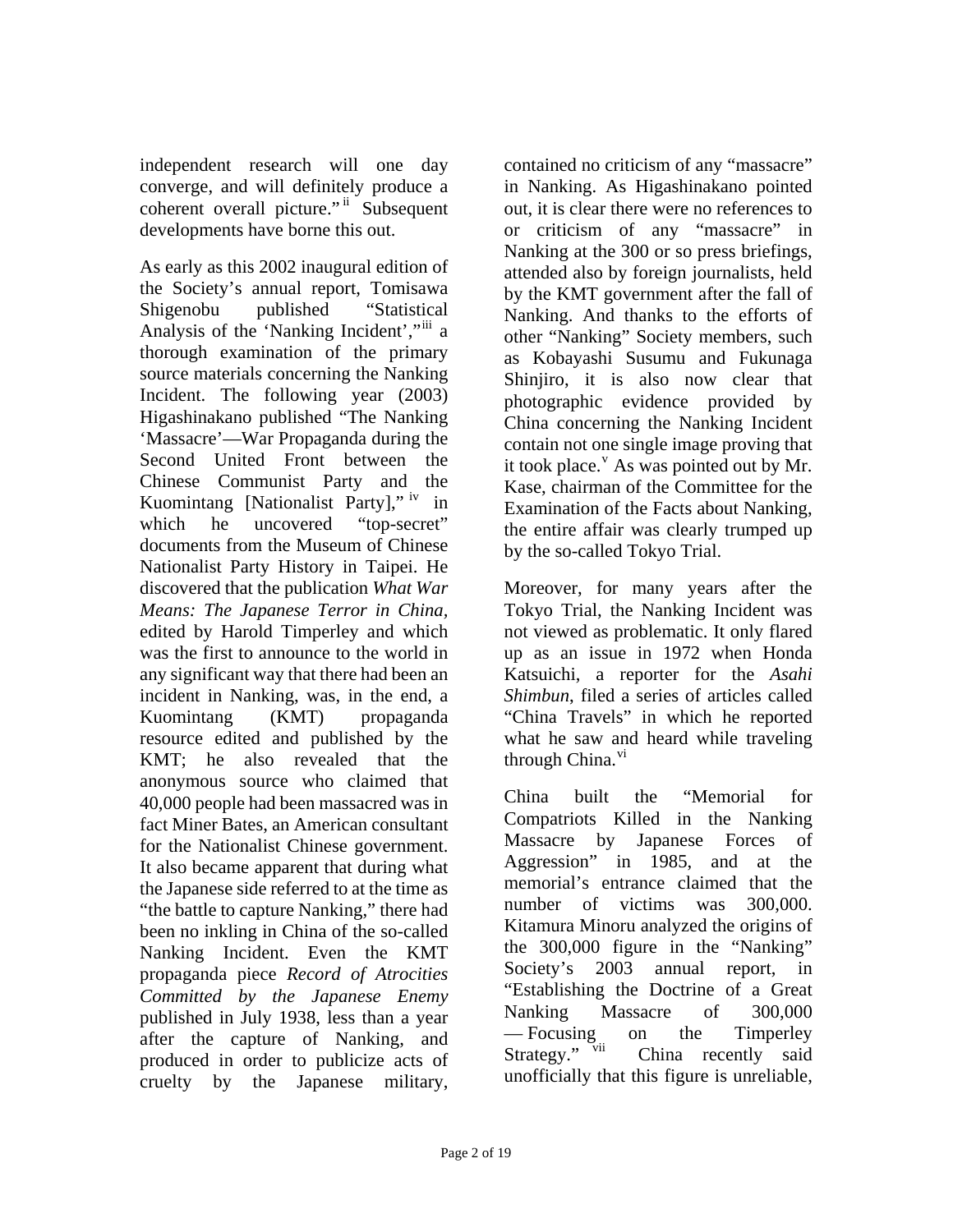independent research will one day converge, and will definitely produce a coherent overall picture."[ii] Subsequent developments have borne this out.

As early as this 2002 inaugural edition of the Society's annual report, Tomisawa Shigenobu published "Statistical Analysis of the 'Nanking Incident',"[iii] a thorough examination of the primary source materials concerning the Nanking Incident. The following year (2003) Higashinakano published "The Nanking 'Massacre'—War Propaganda during the Second United Front between the Chinese Communist Party and the Kuomintang [Nationalist Party],"[iv] in which he uncovered "top-secret" documents from the Museum of Chinese Nationalist Party History in Taipei. He discovered that the publication *What War Means: The Japanese Terror in China,* edited by Harold Timperley and which was the first to announce to the world in any significant way that there had been an incident in Nanking, was, in the end, a Kuomintang (KMT) propaganda resource edited and published by the KMT; he also revealed that the anonymous source who claimed that 40,000 people had been massacred was in fact Miner Bates, an American consultant for the Nationalist Chinese government. It also became apparent that during what the Japanese side referred to at the time as "the battle to capture Nanking," there had been no inkling in China of the so-called Nanking Incident. Even the KMT propaganda piece *Record of Atrocities Committed by the Japanese Enemy* published in July 1938, less than a year after the capture of Nanking, and produced in order to publicize acts of cruelty by the Japanese military, contained no criticism of any "massacre" in Nanking. As Higashinakano pointed out, it is clear there were no references to or criticism of any "massacre" in Nanking at the 300 or so press briefings, attended also by foreign journalists, held by the KMT government after the fall of Nanking. And thanks to the efforts of other "Nanking" Society members, such as Kobayashi Susumu and Fukunaga Shinjiro, it is also now clear that photographic evidence provided by China concerning the Nanking Incident contain not one single image proving that it took place.[v] As was pointed out by Mr. Kase, chairman of the Committee for the Examination of the Facts about Nanking, the entire affair was clearly trumped up by the so-called Tokyo Trial.

Moreover, for many years after the Tokyo Trial, the Nanking Incident was not viewed as problematic. It only flared up as an issue in 1972 when Honda Katsuichi, a reporter for the *Asahi Shimbun*, filed a series of articles called "China Travels" in which he reported what he saw and heard while traveling through China.[vi]

China built the "Memorial for Compatriots Killed in the Nanking Massacre by Japanese Forces of Aggression" in 1985, and at the memorial's entrance claimed that the number of victims was 300,000. Kitamura Minoru analyzed the origins of the 300,000 figure in the "Nanking" Society's 2003 annual report, in "Establishing the Doctrine of a Great Nanking Massacre of 300,000 — Focusing on the Timperley Strategy."[vii] China recently said unofficially that this figure is unreliable,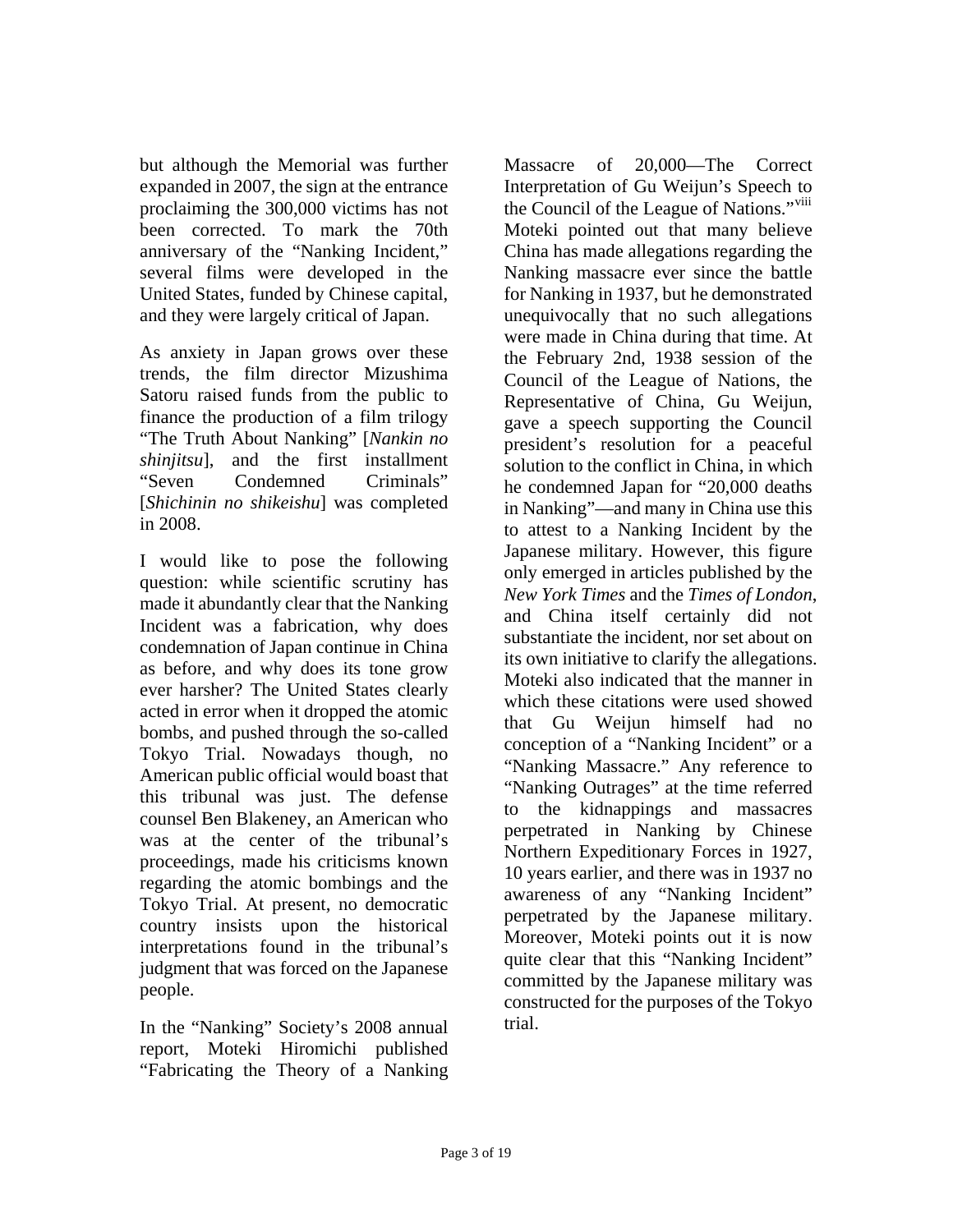but although the Memorial was further expanded in 2007, the sign at the entrance proclaiming the 300,000 victims has not been corrected. To mark the 70th anniversary of the "Nanking Incident," several films were developed in the United States, funded by Chinese capital, and they were largely critical of Japan.

As anxiety in Japan grows over these trends, the film director Mizushima Satoru raised funds from the public to finance the production of a film trilogy "The Truth About Nanking" [*Nankin no shinjitsu*], and the first installment "Seven Condemned Criminals" [*Shichinin no shikeishu*] was completed in 2008.

I would like to pose the following question: while scientific scrutiny has made it abundantly clear that the Nanking Incident was a fabrication, why does condemnation of Japan continue in China as before, and why does its tone grow ever harsher? The United States clearly acted in error when it dropped the atomic bombs, and pushed through the so-called Tokyo Trial. Nowadays though, no American public official would boast that this tribunal was just. The defense counsel Ben Blakeney, an American who was at the center of the tribunal's proceedings, made his criticisms known regarding the atomic bombings and the Tokyo Trial. At present, no democratic country insists upon the historical interpretations found in the tribunal's judgment that was forced on the Japanese people.

In the "Nanking" Society's 2008 annual report, Moteki Hiromichi published "Fabricating the Theory of a Nanking Massacre of 20,000—The Correct Interpretation of Gu Weijun's Speech to the Council of the League of Nations."[viii] Moteki pointed out that many believe China has made allegations regarding the Nanking massacre ever since the battle for Nanking in 1937, but he demonstrated unequivocally that no such allegations were made in China during that time. At the February 2nd, 1938 session of the Council of the League of Nations, the Representative of China, Gu Weijun, gave a speech supporting the Council president's resolution for a peaceful solution to the conflict in China, in which he condemned Japan for "20,000 deaths in Nanking"—and many in China use this to attest to a Nanking Incident by the Japanese military. However, this figure only emerged in articles published by the *New York Times* and the *Times of London*, and China itself certainly did not substantiate the incident, nor set about on its own initiative to clarify the allegations. Moteki also indicated that the manner in which these citations were used showed that Gu Weijun himself had no conception of a "Nanking Incident" or a "Nanking Massacre." Any reference to "Nanking Outrages" at the time referred to the kidnappings and massacres perpetrated in Nanking by Chinese Northern Expeditionary Forces in 1927, 10 years earlier, and there was in 1937 no awareness of any "Nanking Incident" perpetrated by the Japanese military. Moreover, Moteki points out it is now quite clear that this "Nanking Incident" committed by the Japanese military was constructed for the purposes of the Tokyo trial.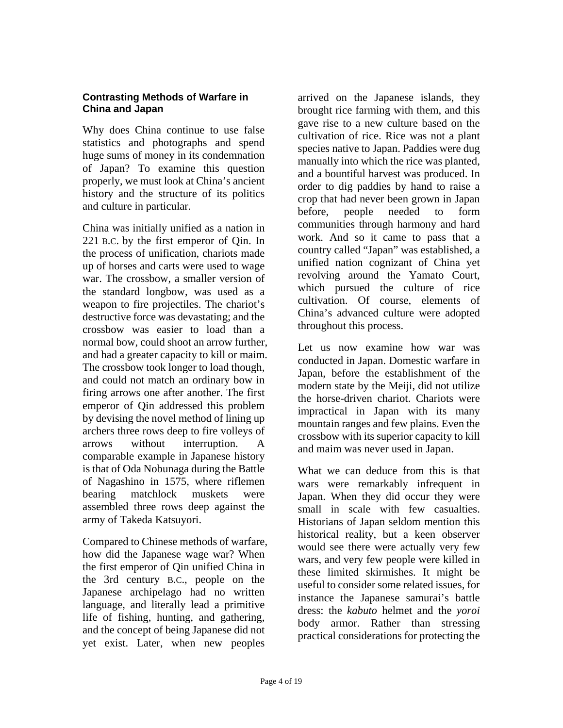### Contrasting Methods of Warfare in China and Japan

Why does China continue to use false statistics and photographs and spend huge sums of money in its condemnation of Japan? To examine this question properly, we must look at China's ancient history and the structure of its politics and culture in particular.

China was initially unified as a nation in 221 B.C. by the first emperor of Qin. In the process of unification, chariots made up of horses and carts were used to wage war. The crossbow, a smaller version of the standard longbow, was used as a weapon to fire projectiles. The chariot's destructive force was devastating; and the crossbow was easier to load than a normal bow, could shoot an arrow further, and had a greater capacity to kill or maim. The crossbow took longer to load though, and could not match an ordinary bow in firing arrows one after another. The first emperor of Qin addressed this problem by devising the novel method of lining up archers three rows deep to fire volleys of arrows without interruption. A comparable example in Japanese history is that of Oda Nobunaga during the Battle of Nagashino in 1575, where riflemen bearing matchlock muskets were assembled three rows deep against the army of Takeda Katsuyori.

Compared to Chinese methods of warfare, how did the Japanese wage war? When the first emperor of Qin unified China in the 3rd century B.C., people on the Japanese archipelago had no written language, and literally lead a primitive life of fishing, hunting, and gathering, and the concept of being Japanese did not yet exist. Later, when new peoples arrived on the Japanese islands, they brought rice farming with them, and this gave rise to a new culture based on the cultivation of rice. Rice was not a plant species native to Japan. Paddies were dug manually into which the rice was planted, and a bountiful harvest was produced. In order to dig paddies by hand to raise a crop that had never been grown in Japan before, people needed to form communities through harmony and hard work. And so it came to pass that a country called "Japan" was established, a unified nation cognizant of China yet revolving around the Yamato Court, which pursued the culture of rice cultivation. Of course, elements of China's advanced culture were adopted throughout this process.

Let us now examine how war was conducted in Japan. Domestic warfare in Japan, before the establishment of the modern state by the Meiji, did not utilize the horse-driven chariot. Chariots were impractical in Japan with its many mountain ranges and few plains. Even the crossbow with its superior capacity to kill and maim was never used in Japan.

What we can deduce from this is that wars were remarkably infrequent in Japan. When they did occur they were small in scale with few casualties. Historians of Japan seldom mention this historical reality, but a keen observer would see there were actually very few wars, and very few people were killed in these limited skirmishes. It might be useful to consider some related issues, for instance the Japanese samurai's battle dress: the *kabuto* helmet and the *yoroi* body armor. Rather than stressing practical considerations for protecting the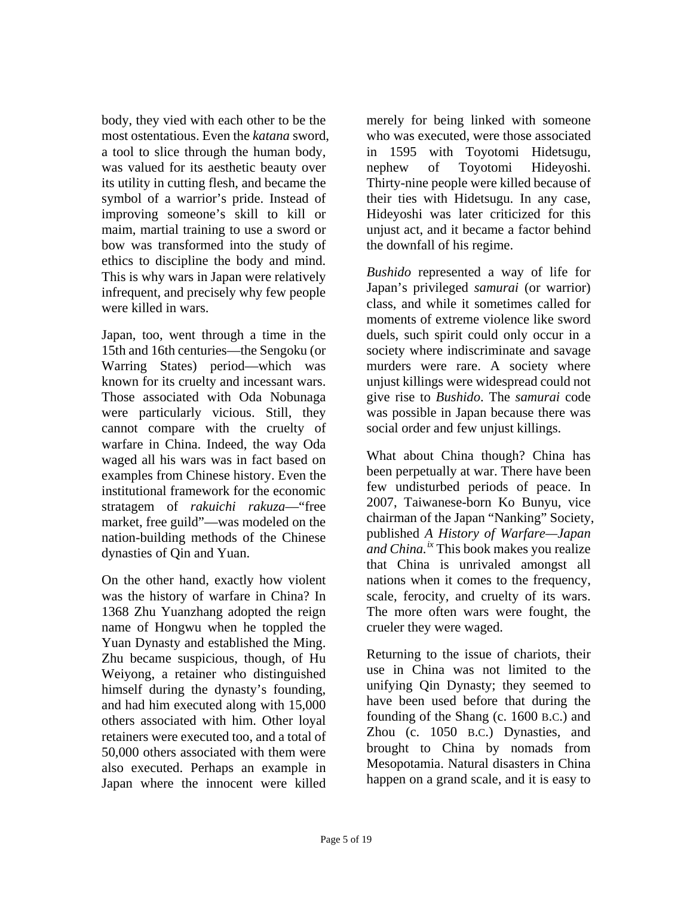body, they vied with each other to be the most ostentatious. Even the *katana* sword, a tool to slice through the human body, was valued for its aesthetic beauty over its utility in cutting flesh, and became the symbol of a warrior's pride. Instead of improving someone's skill to kill or maim, martial training to use a sword or bow was transformed into the study of ethics to discipline the body and mind. This is why wars in Japan were relatively infrequent, and precisely why few people were killed in wars.

Japan, too, went through a time in the 15th and 16th centuries—the Sengoku (or Warring States) period—which was known for its cruelty and incessant wars. Those associated with Oda Nobunaga were particularly vicious. Still, they cannot compare with the cruelty of warfare in China. Indeed, the way Oda waged all his wars was in fact based on examples from Chinese history. Even the institutional framework for the economic stratagem of *rakuichi rakuza*—"free market, free guild"—was modeled on the nation-building methods of the Chinese dynasties of Qin and Yuan.

On the other hand, exactly how violent was the history of warfare in China? In 1368 Zhu Yuanzhang adopted the reign name of Hongwu when he toppled the Yuan Dynasty and established the Ming. Zhu became suspicious, though, of Hu Weiyong, a retainer who distinguished himself during the dynasty's founding, and had him executed along with 15,000 others associated with him. Other loyal retainers were executed too, and a total of 50,000 others associated with them were also executed. Perhaps an example in Japan where the innocent were killed merely for being linked with someone who was executed, were those associated in 1595 with Toyotomi Hidetsugu, nephew of Toyotomi Hideyoshi. Thirty-nine people were killed because of their ties with Hidetsugu. In any case, Hideyoshi was later criticized for this unjust act, and it became a factor behind the downfall of his regime.

*Bushido* represented a way of life for Japan's privileged *samurai* (or warrior) class, and while it sometimes called for moments of extreme violence like sword duels, such spirit could only occur in a society where indiscriminate and savage murders were rare. A society where unjust killings were widespread could not give rise to *Bushido*. The *samurai* code was possible in Japan because there was social order and few unjust killings.

What about China though? China has been perpetually at war. There have been few undisturbed periods of peace. In 2007, Taiwanese-born Ko Bunyu, vice chairman of the Japan "Nanking" Society, published *A History of Warfare—Japan and China.*[ix] This book makes you realize that China is unrivaled amongst all nations when it comes to the frequency, scale, ferocity, and cruelty of its wars. The more often wars were fought, the crueler they were waged.

Returning to the issue of chariots, their use in China was not limited to the unifying Qin Dynasty; they seemed to have been used before that during the founding of the Shang (c. 1600 B.C.) and Zhou (c. 1050 B.C.) Dynasties, and brought to China by nomads from Mesopotamia. Natural disasters in China happen on a grand scale, and it is easy to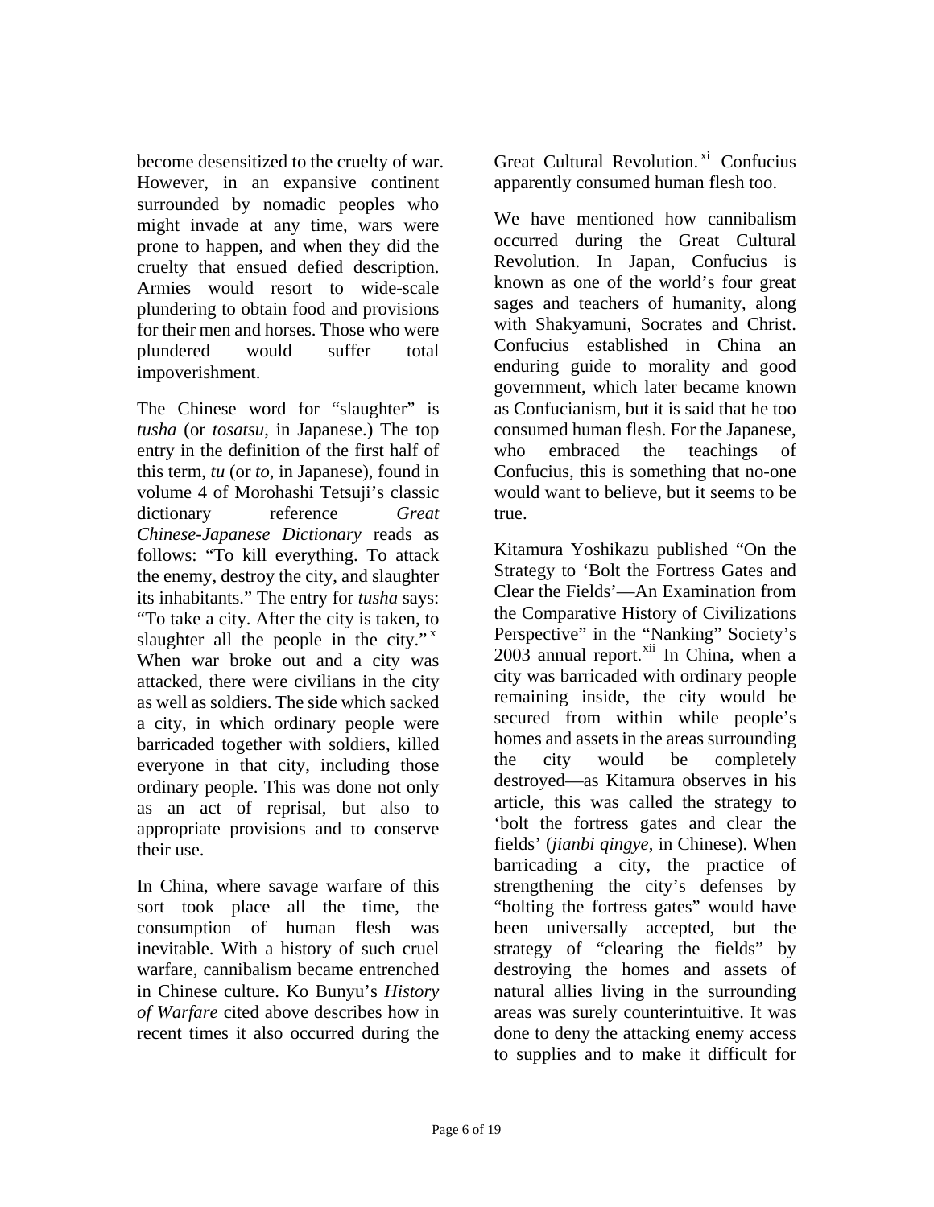become desensitized to the cruelty of war. However, in an expansive continent surrounded by nomadic peoples who might invade at any time, wars were prone to happen, and when they did the cruelty that ensued defied description. Armies would resort to wide-scale plundering to obtain food and provisions for their men and horses. Those who were plundered would suffer total impoverishment.

The Chinese word for "slaughter" is *tusha* (or *tosatsu*, in Japanese.) The top entry in the definition of the first half of this term, *tu* (or *to*, in Japanese), found in volume 4 of Morohashi Tetsuji's classic dictionary reference *Great Chinese-Japanese Dictionary* reads as follows: "To kill everything. To attack the enemy, destroy the city, and slaughter its inhabitants." The entry for *tusha* says: "To take a city. After the city is taken, to slaughter all the people in the city."[x] When war broke out and a city was attacked, there were civilians in the city as well as soldiers. The side which sacked a city, in which ordinary people were barricaded together with soldiers, killed everyone in that city, including those ordinary people. This was done not only as an act of reprisal, but also to appropriate provisions and to conserve their use.

In China, where savage warfare of this sort took place all the time, the consumption of human flesh was inevitable. With a history of such cruel warfare, cannibalism became entrenched in Chinese culture. Ko Bunyu's *History of Warfare* cited above describes how in recent times it also occurred during the Great Cultural Revolution.[xi] Confucius apparently consumed human flesh too.

We have mentioned how cannibalism occurred during the Great Cultural Revolution. In Japan, Confucius is known as one of the world's four great sages and teachers of humanity, along with Shakyamuni, Socrates and Christ. Confucius established in China an enduring guide to morality and good government, which later became known as Confucianism, but it is said that he too consumed human flesh. For the Japanese, who embraced the teachings of Confucius, this is something that no-one would want to believe, but it seems to be true.

Kitamura Yoshikazu published "On the Strategy to 'Bolt the Fortress Gates and Clear the Fields'—An Examination from the Comparative History of Civilizations Perspective" in the "Nanking" Society's 2003 annual report.[xii] In China, when a city was barricaded with ordinary people remaining inside, the city would be secured from within while people's homes and assets in the areas surrounding the city would be completely destroyed—as Kitamura observes in his article, this was called the strategy to 'bolt the fortress gates and clear the fields' (*jianbi qingye*, in Chinese). When barricading a city, the practice of strengthening the city's defenses by "bolting the fortress gates" would have been universally accepted, but the strategy of "clearing the fields" by destroying the homes and assets of natural allies living in the surrounding areas was surely counterintuitive. It was done to deny the attacking enemy access to supplies and to make it difficult for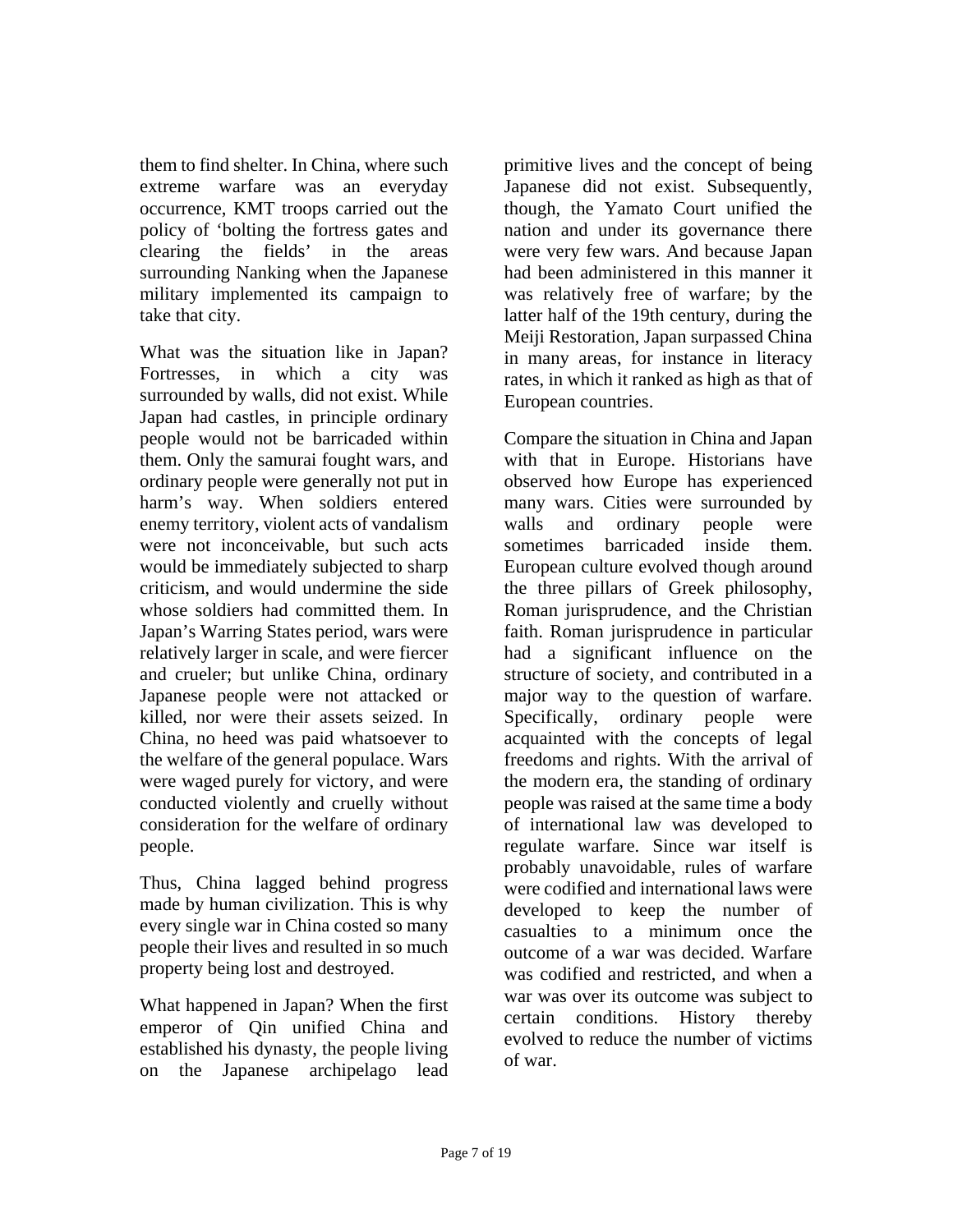them to find shelter. In China, where such extreme warfare was an everyday occurrence, KMT troops carried out the policy of 'bolting the fortress gates and clearing the fields' in the areas surrounding Nanking when the Japanese military implemented its campaign to take that city.

What was the situation like in Japan? Fortresses, in which a city was surrounded by walls, did not exist. While Japan had castles, in principle ordinary people would not be barricaded within them. Only the samurai fought wars, and ordinary people were generally not put in harm's way. When soldiers entered enemy territory, violent acts of vandalism were not inconceivable, but such acts would be immediately subjected to sharp criticism, and would undermine the side whose soldiers had committed them. In Japan's Warring States period, wars were relatively larger in scale, and were fiercer and crueler; but unlike China, ordinary Japanese people were not attacked or killed, nor were their assets seized. In China, no heed was paid whatsoever to the welfare of the general populace. Wars were waged purely for victory, and were conducted violently and cruelly without consideration for the welfare of ordinary people.

Thus, China lagged behind progress made by human civilization. This is why every single war in China costed so many people their lives and resulted in so much property being lost and destroyed.

What happened in Japan? When the first emperor of Qin unified China and established his dynasty, the people living on the Japanese archipelago lead primitive lives and the concept of being Japanese did not exist. Subsequently, though, the Yamato Court unified the nation and under its governance there were very few wars. And because Japan had been administered in this manner it was relatively free of warfare; by the latter half of the 19th century, during the Meiji Restoration, Japan surpassed China in many areas, for instance in literacy rates, in which it ranked as high as that of European countries.

Compare the situation in China and Japan with that in Europe. Historians have observed how Europe has experienced many wars. Cities were surrounded by walls and ordinary people were sometimes barricaded inside them. European culture evolved though around the three pillars of Greek philosophy, Roman jurisprudence, and the Christian faith. Roman jurisprudence in particular had a significant influence on the structure of society, and contributed in a major way to the question of warfare. Specifically, ordinary people were acquainted with the concepts of legal freedoms and rights. With the arrival of the modern era, the standing of ordinary people was raised at the same time a body of international law was developed to regulate warfare. Since war itself is probably unavoidable, rules of warfare were codified and international laws were developed to keep the number of casualties to a minimum once the outcome of a war was decided. Warfare was codified and restricted, and when a war was over its outcome was subject to certain conditions. History thereby evolved to reduce the number of victims of war.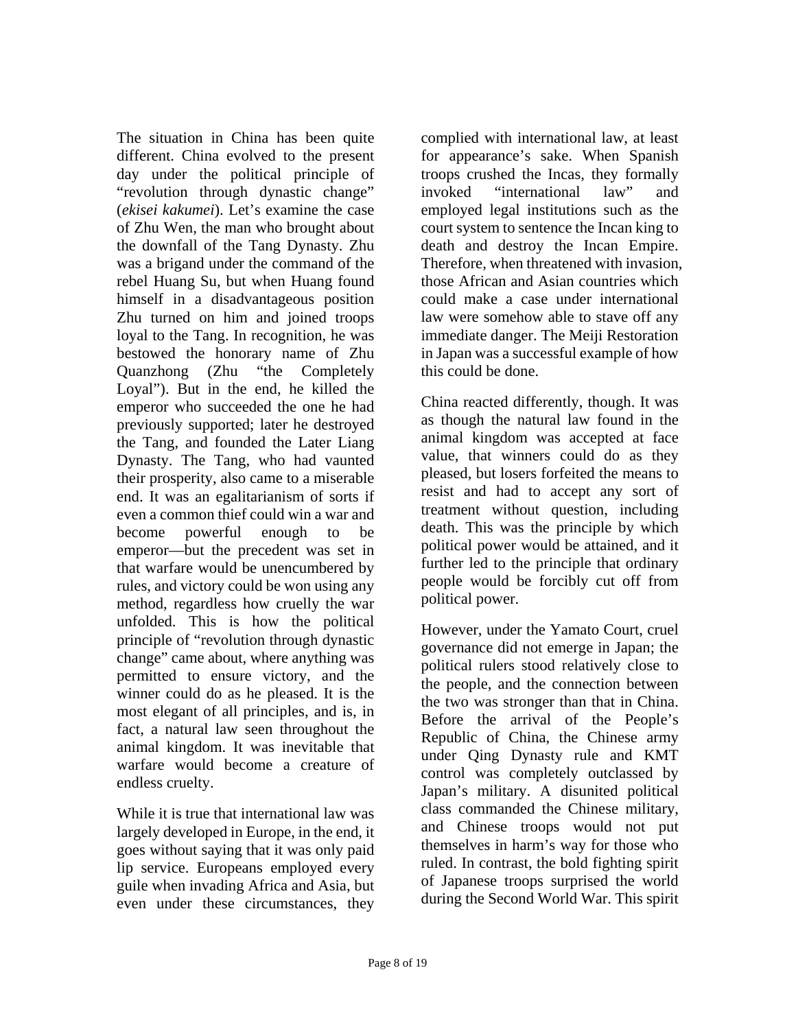The situation in China has been quite different. China evolved to the present day under the political principle of "revolution through dynastic change" (*ekisei kakumei*). Let's examine the case of Zhu Wen, the man who brought about the downfall of the Tang Dynasty. Zhu was a brigand under the command of the rebel Huang Su, but when Huang found himself in a disadvantageous position Zhu turned on him and joined troops loyal to the Tang. In recognition, he was bestowed the honorary name of Zhu Quanzhong (Zhu "the Completely Loyal"). But in the end, he killed the emperor who succeeded the one he had previously supported; later he destroyed the Tang, and founded the Later Liang Dynasty. The Tang, who had vaunted their prosperity, also came to a miserable end. It was an egalitarianism of sorts if even a common thief could win a war and become powerful enough to be emperor—but the precedent was set in that warfare would be unencumbered by rules, and victory could be won using any method, regardless how cruelly the war unfolded. This is how the political principle of "revolution through dynastic change" came about, where anything was permitted to ensure victory, and the winner could do as he pleased. It is the most elegant of all principles, and is, in fact, a natural law seen throughout the animal kingdom. It was inevitable that warfare would become a creature of endless cruelty.

While it is true that international law was largely developed in Europe, in the end, it goes without saying that it was only paid lip service. Europeans employed every guile when invading Africa and Asia, but even under these circumstances, they complied with international law, at least for appearance's sake. When Spanish troops crushed the Incas, they formally invoked "international law" and employed legal institutions such as the court system to sentence the Incan king to death and destroy the Incan Empire. Therefore, when threatened with invasion, those African and Asian countries which could make a case under international law were somehow able to stave off any immediate danger. The Meiji Restoration in Japan was a successful example of how this could be done.

China reacted differently, though. It was as though the natural law found in the animal kingdom was accepted at face value, that winners could do as they pleased, but losers forfeited the means to resist and had to accept any sort of treatment without question, including death. This was the principle by which political power would be attained, and it further led to the principle that ordinary people would be forcibly cut off from political power.

However, under the Yamato Court, cruel governance did not emerge in Japan; the political rulers stood relatively close to the people, and the connection between the two was stronger than that in China. Before the arrival of the People's Republic of China, the Chinese army under Qing Dynasty rule and KMT control was completely outclassed by Japan's military. A disunited political class commanded the Chinese military, and Chinese troops would not put themselves in harm's way for those who ruled. In contrast, the bold fighting spirit of Japanese troops surprised the world during the Second World War. This spirit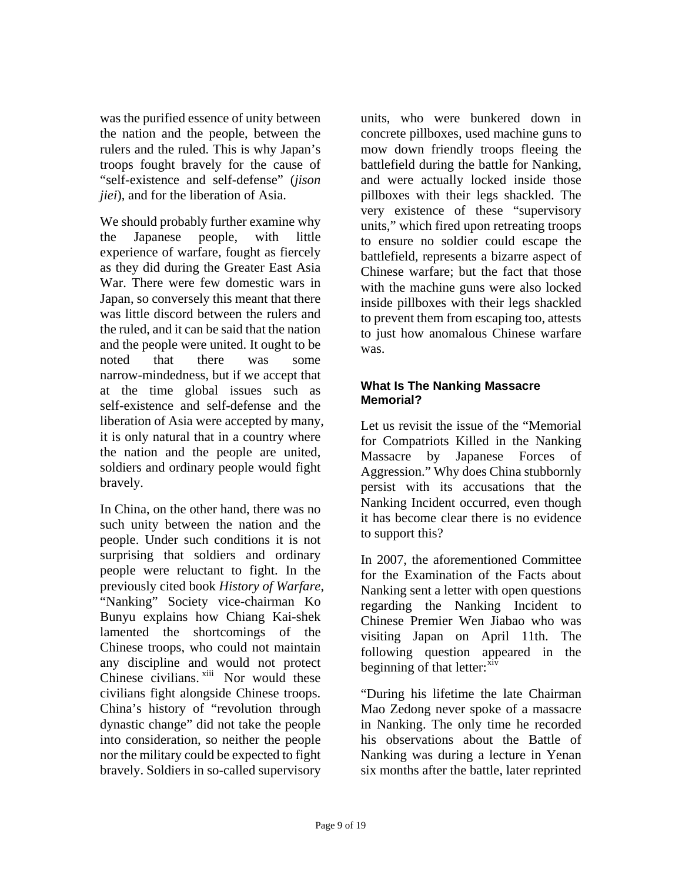was the purified essence of unity between the nation and the people, between the rulers and the ruled. This is why Japan's troops fought bravely for the cause of "self-existence and self-defense" (*jison jiei*), and for the liberation of Asia.

We should probably further examine why the Japanese people, with little experience of warfare, fought as fiercely as they did during the Greater East Asia War. There were few domestic wars in Japan, so conversely this meant that there was little discord between the rulers and the ruled, and it can be said that the nation and the people were united. It ought to be noted that there was some narrow-mindedness, but if we accept that at the time global issues such as self-existence and self-defense and the liberation of Asia were accepted by many, it is only natural that in a country where the nation and the people are united, soldiers and ordinary people would fight bravely.

In China, on the other hand, there was no such unity between the nation and the people. Under such conditions it is not surprising that soldiers and ordinary people were reluctant to fight. In the previously cited book *History of Warfare*, "Nanking" Society vice-chairman Ko Bunyu explains how Chiang Kai-shek lamented the shortcomings of the Chinese troops, who could not maintain any discipline and would not protect Chinese civilians.[xiii] Nor would these civilians fight alongside Chinese troops. China's history of "revolution through dynastic change" did not take the people into consideration, so neither the people nor the military could be expected to fight bravely. Soldiers in so-called supervisory units, who were bunkered down in concrete pillboxes, used machine guns to mow down friendly troops fleeing the battlefield during the battle for Nanking, and were actually locked inside those pillboxes with their legs shackled. The very existence of these "supervisory units," which fired upon retreating troops to ensure no soldier could escape the battlefield, represents a bizarre aspect of Chinese warfare; but the fact that those with the machine guns were also locked inside pillboxes with their legs shackled to prevent them from escaping too, attests to just how anomalous Chinese warfare was.

#### What Is The Nanking Massacre Memorial?

Let us revisit the issue of the "Memorial for Compatriots Killed in the Nanking Massacre by Japanese Forces of Aggression." Why does China stubbornly persist with its accusations that the Nanking Incident occurred, even though it has become clear there is no evidence to support this?

In 2007, the aforementioned Committee for the Examination of the Facts about Nanking sent a letter with open questions regarding the Nanking Incident to Chinese Premier Wen Jiabao who was visiting Japan on April 11th. The following question appeared in the beginning of that letter:[xiv]

"During his lifetime the late Chairman Mao Zedong never spoke of a massacre in Nanking. The only time he recorded his observations about the Battle of Nanking was during a lecture in Yenan six months after the battle, later reprinted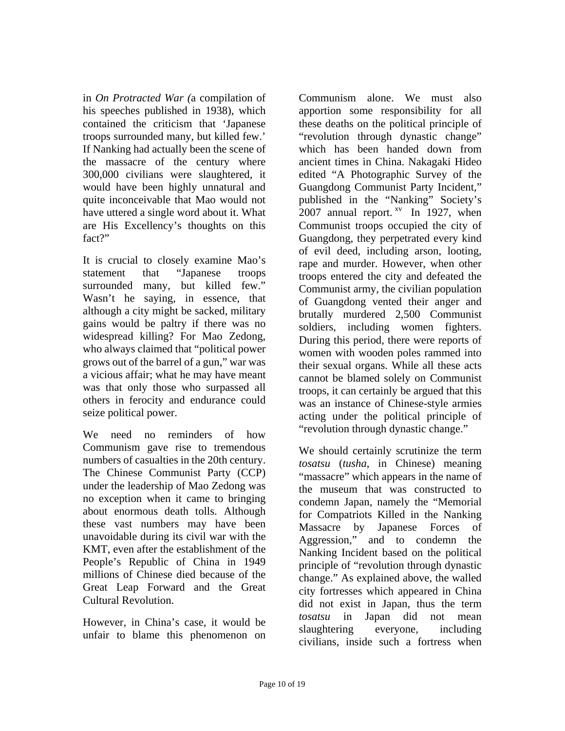in *On Protracted War (*a compilation of his speeches published in 1938), which contained the criticism that 'Japanese troops surrounded many, but killed few.' If Nanking had actually been the scene of the massacre of the century where 300,000 civilians were slaughtered, it would have been highly unnatural and quite inconceivable that Mao would not have uttered a single word about it. What are His Excellency's thoughts on this fact?"

It is crucial to closely examine Mao's statement that "Japanese troops surrounded many, but killed few." Wasn't he saying, in essence, that although a city might be sacked, military gains would be paltry if there was no widespread killing? For Mao Zedong, who always claimed that "political power grows out of the barrel of a gun," war was a vicious affair; what he may have meant was that only those who surpassed all others in ferocity and endurance could seize political power.

We need no reminders of how Communism gave rise to tremendous numbers of casualties in the 20th century. The Chinese Communist Party (CCP) under the leadership of Mao Zedong was no exception when it came to bringing about enormous death tolls. Although these vast numbers may have been unavoidable during its civil war with the KMT, even after the establishment of the People's Republic of China in 1949 millions of Chinese died because of the Great Leap Forward and the Great Cultural Revolution.

However, in China's case, it would be unfair to blame this phenomenon on Communism alone. We must also apportion some responsibility for all these deaths on the political principle of "revolution through dynastic change" which has been handed down from ancient times in China. Nakagaki Hideo edited "A Photographic Survey of the Guangdong Communist Party Incident," published in the "Nanking" Society's 2007 annual report.[xv] In 1927, when Communist troops occupied the city of Guangdong, they perpetrated every kind of evil deed, including arson, looting, rape and murder. However, when other troops entered the city and defeated the Communist army, the civilian population of Guangdong vented their anger and brutally murdered 2,500 Communist soldiers, including women fighters. During this period, there were reports of women with wooden poles rammed into their sexual organs. While all these acts cannot be blamed solely on Communist troops, it can certainly be argued that this was an instance of Chinese-style armies acting under the political principle of "revolution through dynastic change."

We should certainly scrutinize the term *tosatsu* (*tusha*, in Chinese) meaning "massacre" which appears in the name of the museum that was constructed to condemn Japan, namely the "Memorial for Compatriots Killed in the Nanking Massacre by Japanese Forces of Aggression," and to condemn the Nanking Incident based on the political principle of "revolution through dynastic change." As explained above, the walled city fortresses which appeared in China did not exist in Japan, thus the term *tosatsu* in Japan did not mean slaughtering everyone, including civilians, inside such a fortress when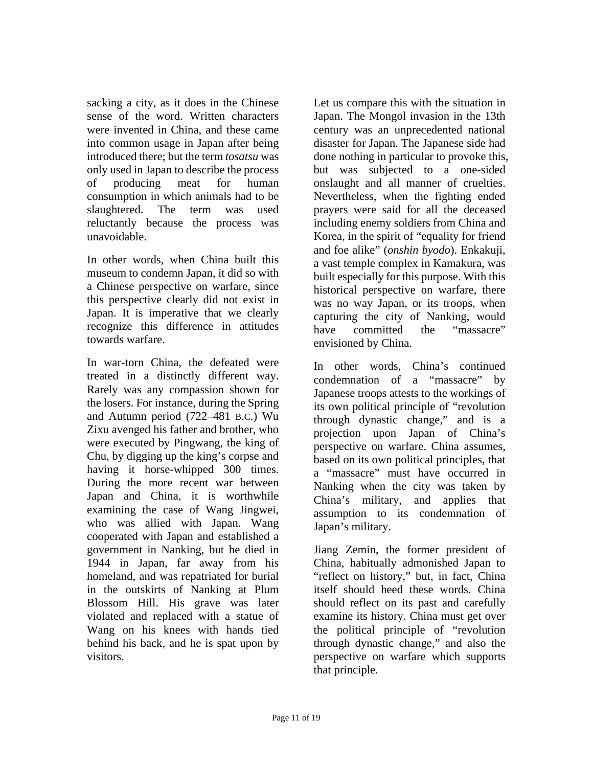sacking a city, as it does in the Chinese sense of the word. Written characters were invented in China, and these came into common usage in Japan after being introduced there; but the term *tosatsu* was only used in Japan to describe the process of producing meat for human consumption in which animals had to be slaughtered. The term was used reluctantly because the process was unavoidable.

In other words, when China built this museum to condemn Japan, it did so with a Chinese perspective on warfare, since this perspective clearly did not exist in Japan. It is imperative that we clearly recognize this difference in attitudes towards warfare.

In war-torn China, the defeated were treated in a distinctly different way. Rarely was any compassion shown for the losers. For instance, during the Spring and Autumn period (722–481 B.C.) Wu Zixu avenged his father and brother, who were executed by Pingwang, the king of Chu, by digging up the king's corpse and having it horse-whipped 300 times. During the more recent war between Japan and China, it is worthwhile examining the case of Wang Jingwei, who was allied with Japan. Wang cooperated with Japan and established a government in Nanking, but he died in 1944 in Japan, far away from his homeland, and was repatriated for burial in the outskirts of Nanking at Plum Blossom Hill. His grave was later violated and replaced with a statue of Wang on his knees with hands tied behind his back, and he is spat upon by visitors.

Let us compare this with the situation in Japan. The Mongol invasion in the 13th century was an unprecedented national disaster for Japan. The Japanese side had done nothing in particular to provoke this, but was subjected to a one-sided onslaught and all manner of cruelties. Nevertheless, when the fighting ended prayers were said for all the deceased including enemy soldiers from China and Korea, in the spirit of "equality for friend and foe alike" (*onshin byodo*). Enkakuji, a vast temple complex in Kamakura, was built especially for this purpose. With this historical perspective on warfare, there was no way Japan, or its troops, when capturing the city of Nanking, would have committed the "massacre" envisioned by China.

In other words, China's continued condemnation of a "massacre" by Japanese troops attests to the workings of its own political principle of "revolution through dynastic change," and is a projection upon Japan of China's perspective on warfare. China assumes, based on its own political principles, that a "massacre" must have occurred in Nanking when the city was taken by China's military, and applies that assumption to its condemnation of Japan's military.

Jiang Zemin, the former president of China, habitually admonished Japan to "reflect on history," but, in fact, China itself should heed these words. China should reflect on its past and carefully examine its history. China must get over the political principle of "revolution through dynastic change," and also the perspective on warfare which supports that principle.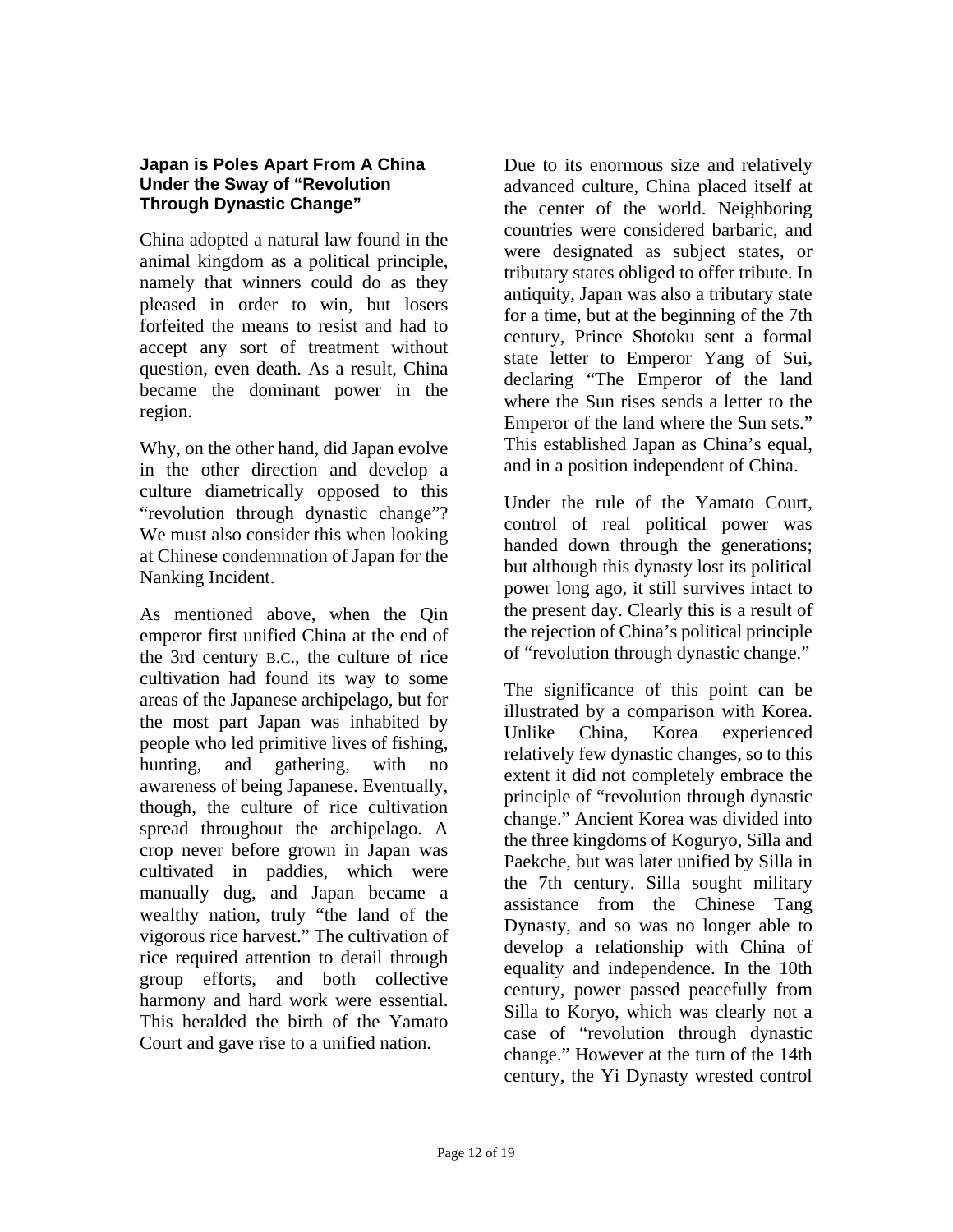### Japan is Poles Apart From A China Under the Sway of "Revolution Through Dynastic Change"

China adopted a natural law found in the animal kingdom as a political principle, namely that winners could do as they pleased in order to win, but losers forfeited the means to resist and had to accept any sort of treatment without question, even death. As a result, China became the dominant power in the region.

Why, on the other hand, did Japan evolve in the other direction and develop a culture diametrically opposed to this "revolution through dynastic change"? We must also consider this when looking at Chinese condemnation of Japan for the Nanking Incident.

As mentioned above, when the Qin emperor first unified China at the end of the 3rd century B.C., the culture of rice cultivation had found its way to some areas of the Japanese archipelago, but for the most part Japan was inhabited by people who led primitive lives of fishing, hunting, and gathering, with no awareness of being Japanese. Eventually, though, the culture of rice cultivation spread throughout the archipelago. A crop never before grown in Japan was cultivated in paddies, which were manually dug, and Japan became a wealthy nation, truly "the land of the vigorous rice harvest." The cultivation of rice required attention to detail through group efforts, and both collective harmony and hard work were essential. This heralded the birth of the Yamato Court and gave rise to a unified nation.

Due to its enormous size and relatively advanced culture, China placed itself at the center of the world. Neighboring countries were considered barbaric, and were designated as subject states, or tributary states obliged to offer tribute. In antiquity, Japan was also a tributary state for a time, but at the beginning of the 7th century, Prince Shotoku sent a formal state letter to Emperor Yang of Sui, declaring "The Emperor of the land where the Sun rises sends a letter to the Emperor of the land where the Sun sets." This established Japan as China's equal, and in a position independent of China.

Under the rule of the Yamato Court, control of real political power was handed down through the generations; but although this dynasty lost its political power long ago, it still survives intact to the present day. Clearly this is a result of the rejection of China's political principle of "revolution through dynastic change."

The significance of this point can be illustrated by a comparison with Korea. Unlike China, Korea experienced relatively few dynastic changes, so to this extent it did not completely embrace the principle of "revolution through dynastic change." Ancient Korea was divided into the three kingdoms of Koguryo, Silla and Paekche, but was later unified by Silla in the 7th century. Silla sought military assistance from the Chinese Tang Dynasty, and so was no longer able to develop a relationship with China of equality and independence. In the 10th century, power passed peacefully from Silla to Koryo, which was clearly not a case of "revolution through dynastic change." However at the turn of the 14th century, the Yi Dynasty wrested control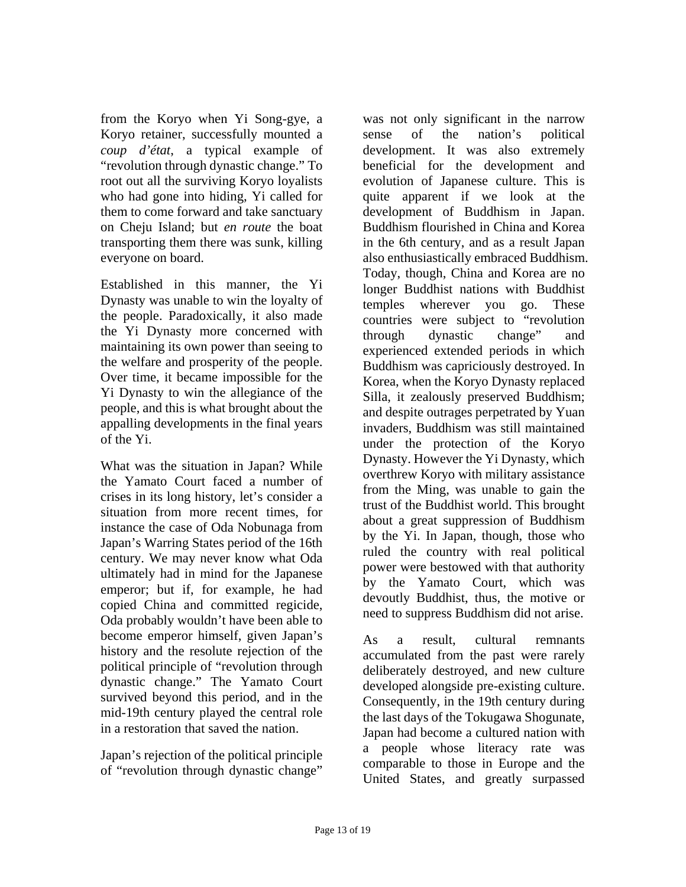from the Koryo when Yi Song-gye, a Koryo retainer, successfully mounted a *coup d'état*, a typical example of "revolution through dynastic change." To root out all the surviving Koryo loyalists who had gone into hiding, Yi called for them to come forward and take sanctuary on Cheju Island; but *en route* the boat transporting them there was sunk, killing everyone on board.

Established in this manner, the Yi Dynasty was unable to win the loyalty of the people. Paradoxically, it also made the Yi Dynasty more concerned with maintaining its own power than seeing to the welfare and prosperity of the people. Over time, it became impossible for the Yi Dynasty to win the allegiance of the people, and this is what brought about the appalling developments in the final years of the Yi.

What was the situation in Japan? While the Yamato Court faced a number of crises in its long history, let's consider a situation from more recent times, for instance the case of Oda Nobunaga from Japan's Warring States period of the 16th century. We may never know what Oda ultimately had in mind for the Japanese emperor; but if, for example, he had copied China and committed regicide, Oda probably wouldn't have been able to become emperor himself, given Japan's history and the resolute rejection of the political principle of "revolution through dynastic change." The Yamato Court survived beyond this period, and in the mid-19th century played the central role in a restoration that saved the nation.

Japan's rejection of the political principle of "revolution through dynastic change" was not only significant in the narrow sense of the nation's political development. It was also extremely beneficial for the development and evolution of Japanese culture. This is quite apparent if we look at the development of Buddhism in Japan. Buddhism flourished in China and Korea in the 6th century, and as a result Japan also enthusiastically embraced Buddhism. Today, though, China and Korea are no longer Buddhist nations with Buddhist temples wherever you go. These countries were subject to "revolution through dynastic change" and experienced extended periods in which Buddhism was capriciously destroyed. In Korea, when the Koryo Dynasty replaced Silla, it zealously preserved Buddhism; and despite outrages perpetrated by Yuan invaders, Buddhism was still maintained under the protection of the Koryo Dynasty. However the Yi Dynasty, which overthrew Koryo with military assistance from the Ming, was unable to gain the trust of the Buddhist world. This brought about a great suppression of Buddhism by the Yi. In Japan, though, those who ruled the country with real political power were bestowed with that authority by the Yamato Court, which was devoutly Buddhist, thus, the motive or need to suppress Buddhism did not arise.

As a result, cultural remnants accumulated from the past were rarely deliberately destroyed, and new culture developed alongside pre-existing culture. Consequently, in the 19th century during the last days of the Tokugawa Shogunate, Japan had become a cultured nation with a people whose literacy rate was comparable to those in Europe and the United States, and greatly surpassed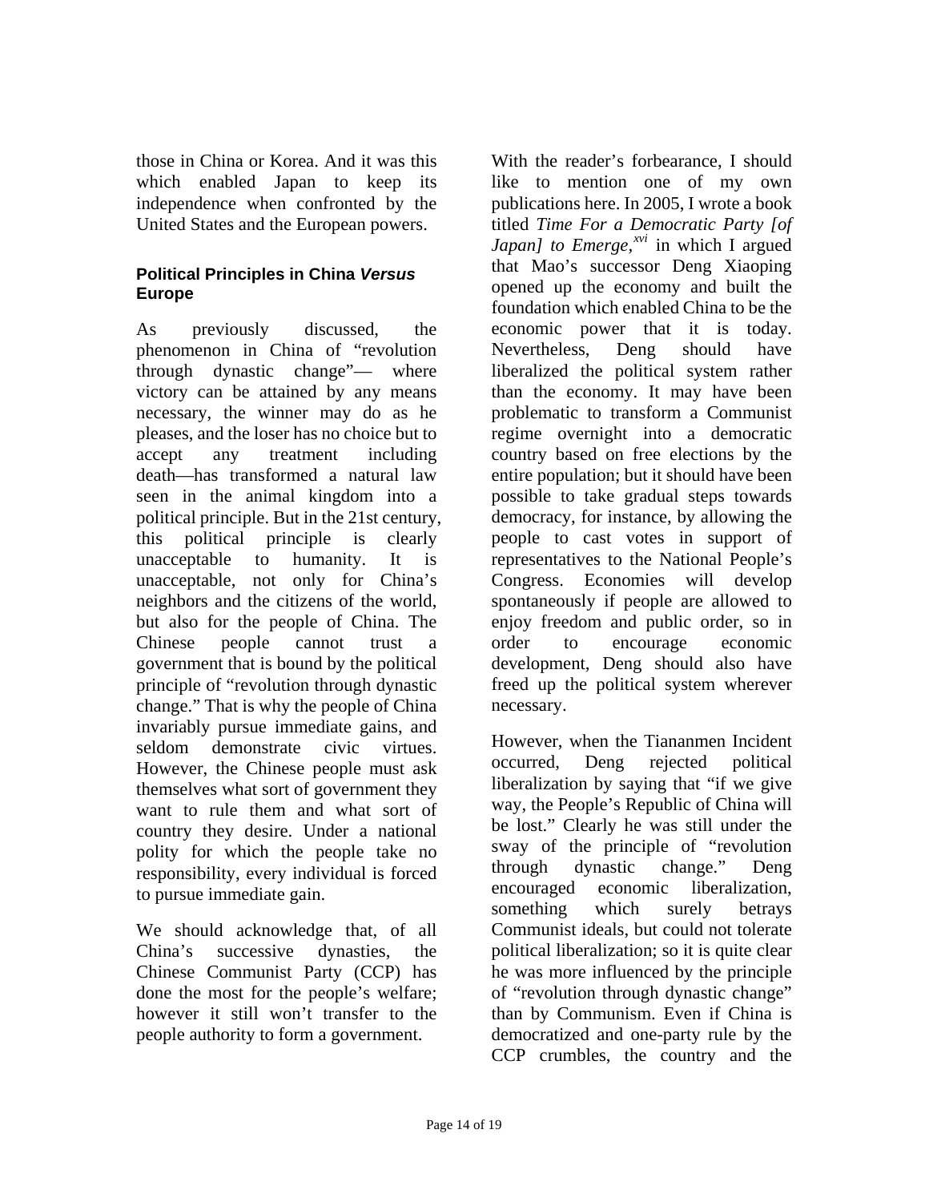those in China or Korea. And it was this which enabled Japan to keep its independence when confronted by the United States and the European powers.

### Political Principles in China *Versus* Europe

As previously discussed, the phenomenon in China of "revolution through dynastic change"— where victory can be attained by any means necessary, the winner may do as he pleases, and the loser has no choice but to accept any treatment including death—has transformed a natural law seen in the animal kingdom into a political principle. But in the 21st century, this political principle is clearly unacceptable to humanity. It is unacceptable, not only for China's neighbors and the citizens of the world, but also for the people of China. The Chinese people cannot trust a government that is bound by the political principle of "revolution through dynastic change." That is why the people of China invariably pursue immediate gains, and seldom demonstrate civic virtues. However, the Chinese people must ask themselves what sort of government they want to rule them and what sort of country they desire. Under a national polity for which the people take no responsibility, every individual is forced to pursue immediate gain.

We should acknowledge that, of all China's successive dynasties, the Chinese Communist Party (CCP) has done the most for the people's welfare; however it still won't transfer to the people authority to form a government.

With the reader's forbearance, I should like to mention one of my own publications here. In 2005, I wrote a book titled *Time For a Democratic Party [of Japan] to Emerge,*[xvi] in which I argued that Mao's successor Deng Xiaoping opened up the economy and built the foundation which enabled China to be the economic power that it is today. Nevertheless, Deng should have liberalized the political system rather than the economy. It may have been problematic to transform a Communist regime overnight into a democratic country based on free elections by the entire population; but it should have been possible to take gradual steps towards democracy, for instance, by allowing the people to cast votes in support of representatives to the National People's Congress. Economies will develop spontaneously if people are allowed to enjoy freedom and public order, so in order to encourage economic development, Deng should also have freed up the political system wherever necessary.

However, when the Tiananmen Incident occurred, Deng rejected political liberalization by saying that "if we give way, the People's Republic of China will be lost." Clearly he was still under the sway of the principle of "revolution through dynastic change." Deng encouraged economic liberalization, something which surely betrays Communist ideals, but could not tolerate political liberalization; so it is quite clear he was more influenced by the principle of "revolution through dynastic change" than by Communism. Even if China is democratized and one-party rule by the CCP crumbles, the country and the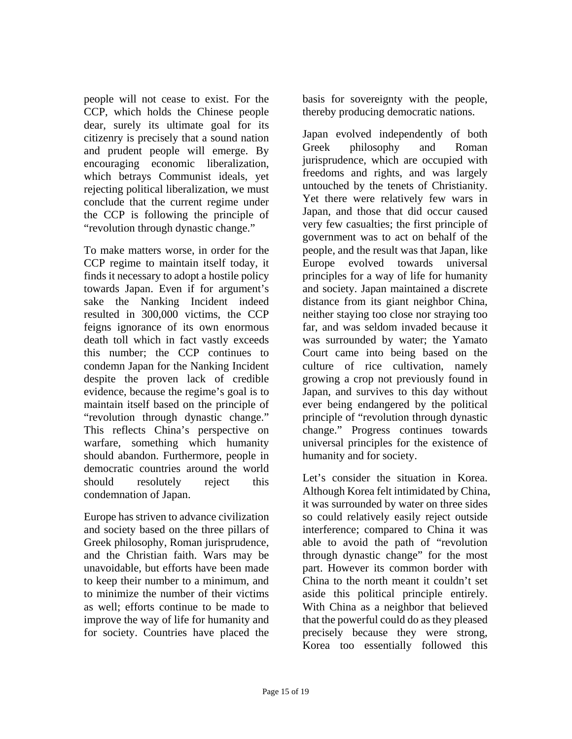people will not cease to exist. For the CCP, which holds the Chinese people dear, surely its ultimate goal for its citizenry is precisely that a sound nation and prudent people will emerge. By encouraging economic liberalization, which betrays Communist ideals, yet rejecting political liberalization, we must conclude that the current regime under the CCP is following the principle of "revolution through dynastic change."

To make matters worse, in order for the CCP regime to maintain itself today, it finds it necessary to adopt a hostile policy towards Japan. Even if for argument's sake the Nanking Incident indeed resulted in 300,000 victims, the CCP feigns ignorance of its own enormous death toll which in fact vastly exceeds this number; the CCP continues to condemn Japan for the Nanking Incident despite the proven lack of credible evidence, because the regime's goal is to maintain itself based on the principle of "revolution through dynastic change." This reflects China's perspective on warfare, something which humanity should abandon. Furthermore, people in democratic countries around the world should resolutely reject this condemnation of Japan.

Europe has striven to advance civilization and society based on the three pillars of Greek philosophy, Roman jurisprudence, and the Christian faith. Wars may be unavoidable, but efforts have been made to keep their number to a minimum, and to minimize the number of their victims as well; efforts continue to be made to improve the way of life for humanity and for society. Countries have placed the basis for sovereignty with the people, thereby producing democratic nations.

Japan evolved independently of both Greek philosophy and Roman jurisprudence, which are occupied with freedoms and rights, and was largely untouched by the tenets of Christianity. Yet there were relatively few wars in Japan, and those that did occur caused very few casualties; the first principle of government was to act on behalf of the people, and the result was that Japan, like Europe evolved towards universal principles for a way of life for humanity and society. Japan maintained a discrete distance from its giant neighbor China, neither staying too close nor straying too far, and was seldom invaded because it was surrounded by water; the Yamato Court came into being based on the culture of rice cultivation, namely growing a crop not previously found in Japan, and survives to this day without ever being endangered by the political principle of "revolution through dynastic change." Progress continues towards universal principles for the existence of humanity and for society.

Let's consider the situation in Korea. Although Korea felt intimidated by China, it was surrounded by water on three sides so could relatively easily reject outside interference; compared to China it was able to avoid the path of "revolution through dynastic change" for the most part. However its common border with China to the north meant it couldn't set aside this political principle entirely. With China as a neighbor that believed that the powerful could do as they pleased precisely because they were strong, Korea too essentially followed this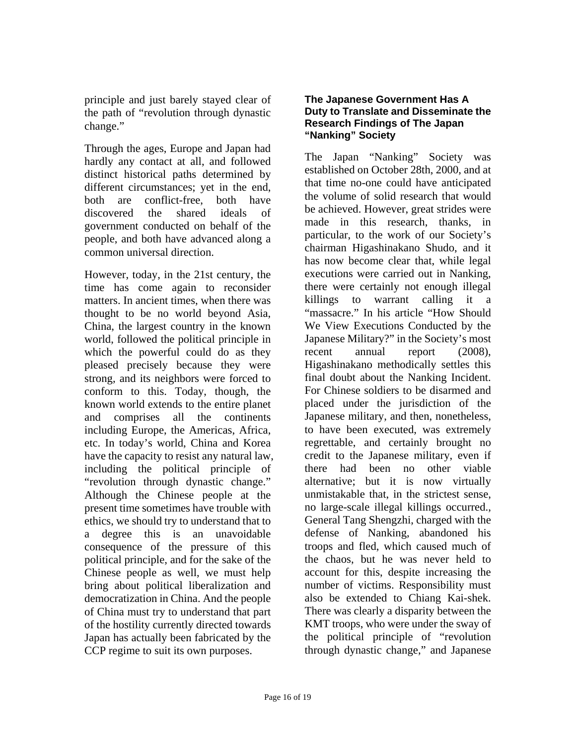principle and just barely stayed clear of the path of "revolution through dynastic change."

Through the ages, Europe and Japan had hardly any contact at all, and followed distinct historical paths determined by different circumstances; yet in the end, both are conflict-free, both have discovered the shared ideals of government conducted on behalf of the people, and both have advanced along a common universal direction.

However, today, in the 21st century, the time has come again to reconsider matters. In ancient times, when there was thought to be no world beyond Asia, China, the largest country in the known world, followed the political principle in which the powerful could do as they pleased precisely because they were strong, and its neighbors were forced to conform to this. Today, though, the known world extends to the entire planet and comprises all the continents including Europe, the Americas, Africa, etc. In today's world, China and Korea have the capacity to resist any natural law, including the political principle of "revolution through dynastic change." Although the Chinese people at the present time sometimes have trouble with ethics, we should try to understand that to a degree this is an unavoidable consequence of the pressure of this political principle, and for the sake of the Chinese people as well, we must help bring about political liberalization and democratization in China. And the people of China must try to understand that part of the hostility currently directed towards Japan has actually been fabricated by the CCP regime to suit its own purposes.

#### The Japanese Government Has A Duty to Translate and Disseminate the Research Findings of The Japan "Nanking" Society

The Japan "Nanking" Society was established on October 28th, 2000, and at that time no-one could have anticipated the volume of solid research that would be achieved. However, great strides were made in this research, thanks, in particular, to the work of our Society's chairman Higashinakano Shudo, and it has now become clear that, while legal executions were carried out in Nanking, there were certainly not enough illegal killings to warrant calling it a "massacre." In his article "How Should We View Executions Conducted by the Japanese Military?" in the Society's most recent annual report (2008), Higashinakano methodically settles this final doubt about the Nanking Incident. For Chinese soldiers to be disarmed and placed under the jurisdiction of the Japanese military, and then, nonetheless, to have been executed, was extremely regrettable, and certainly brought no credit to the Japanese military, even if there had been no other viable alternative; but it is now virtually unmistakable that, in the strictest sense, no large-scale illegal killings occurred., General Tang Shengzhi, charged with the defense of Nanking, abandoned his troops and fled, which caused much of the chaos, but he was never held to account for this, despite increasing the number of victims. Responsibility must also be extended to Chiang Kai-shek. There was clearly a disparity between the KMT troops, who were under the sway of the political principle of "revolution through dynastic change," and Japanese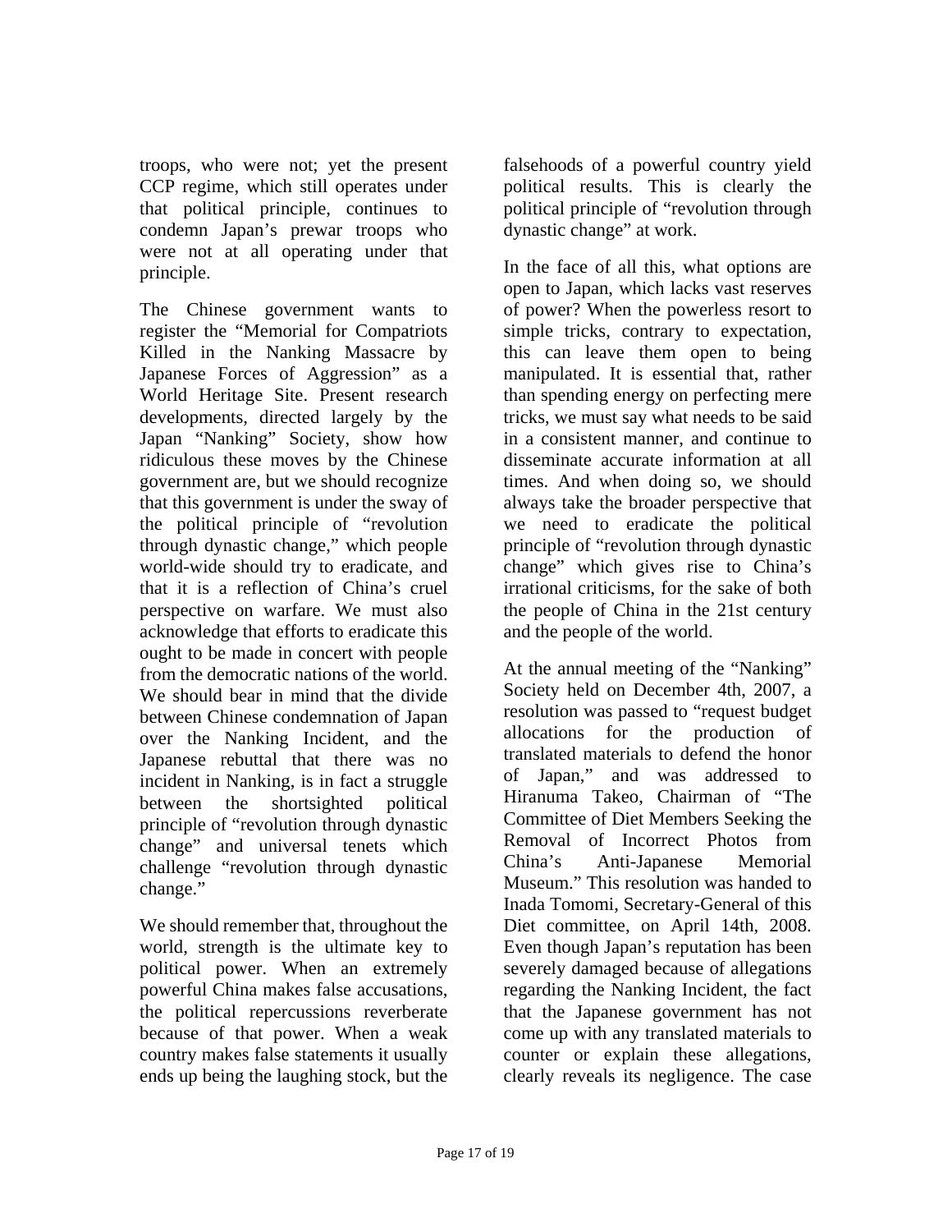troops, who were not; yet the present CCP regime, which still operates under that political principle, continues to condemn Japan's prewar troops who were not at all operating under that principle.

The Chinese government wants to register the "Memorial for Compatriots Killed in the Nanking Massacre by Japanese Forces of Aggression" as a World Heritage Site. Present research developments, directed largely by the Japan "Nanking" Society, show how ridiculous these moves by the Chinese government are, but we should recognize that this government is under the sway of the political principle of "revolution through dynastic change," which people world-wide should try to eradicate, and that it is a reflection of China's cruel perspective on warfare. We must also acknowledge that efforts to eradicate this ought to be made in concert with people from the democratic nations of the world. We should bear in mind that the divide between Chinese condemnation of Japan over the Nanking Incident, and the Japanese rebuttal that there was no incident in Nanking, is in fact a struggle between the shortsighted political principle of "revolution through dynastic change" and universal tenets which challenge "revolution through dynastic change."

We should remember that, throughout the world, strength is the ultimate key to political power. When an extremely powerful China makes false accusations, the political repercussions reverberate because of that power. When a weak country makes false statements it usually ends up being the laughing stock, but the falsehoods of a powerful country yield political results. This is clearly the political principle of "revolution through dynastic change" at work.

In the face of all this, what options are open to Japan, which lacks vast reserves of power? When the powerless resort to simple tricks, contrary to expectation, this can leave them open to being manipulated. It is essential that, rather than spending energy on perfecting mere tricks, we must say what needs to be said in a consistent manner, and continue to disseminate accurate information at all times. And when doing so, we should always take the broader perspective that we need to eradicate the political principle of "revolution through dynastic change" which gives rise to China's irrational criticisms, for the sake of both the people of China in the 21st century and the people of the world.

At the annual meeting of the "Nanking" Society held on December 4th, 2007, a resolution was passed to "request budget allocations for the production of translated materials to defend the honor of Japan," and was addressed to Hiranuma Takeo, Chairman of "The Committee of Diet Members Seeking the Removal of Incorrect Photos from China's Anti-Japanese Memorial Museum." This resolution was handed to Inada Tomomi, Secretary-General of this Diet committee, on April 14th, 2008. Even though Japan's reputation has been severely damaged because of allegations regarding the Nanking Incident, the fact that the Japanese government has not come up with any translated materials to counter or explain these allegations, clearly reveals its negligence. The case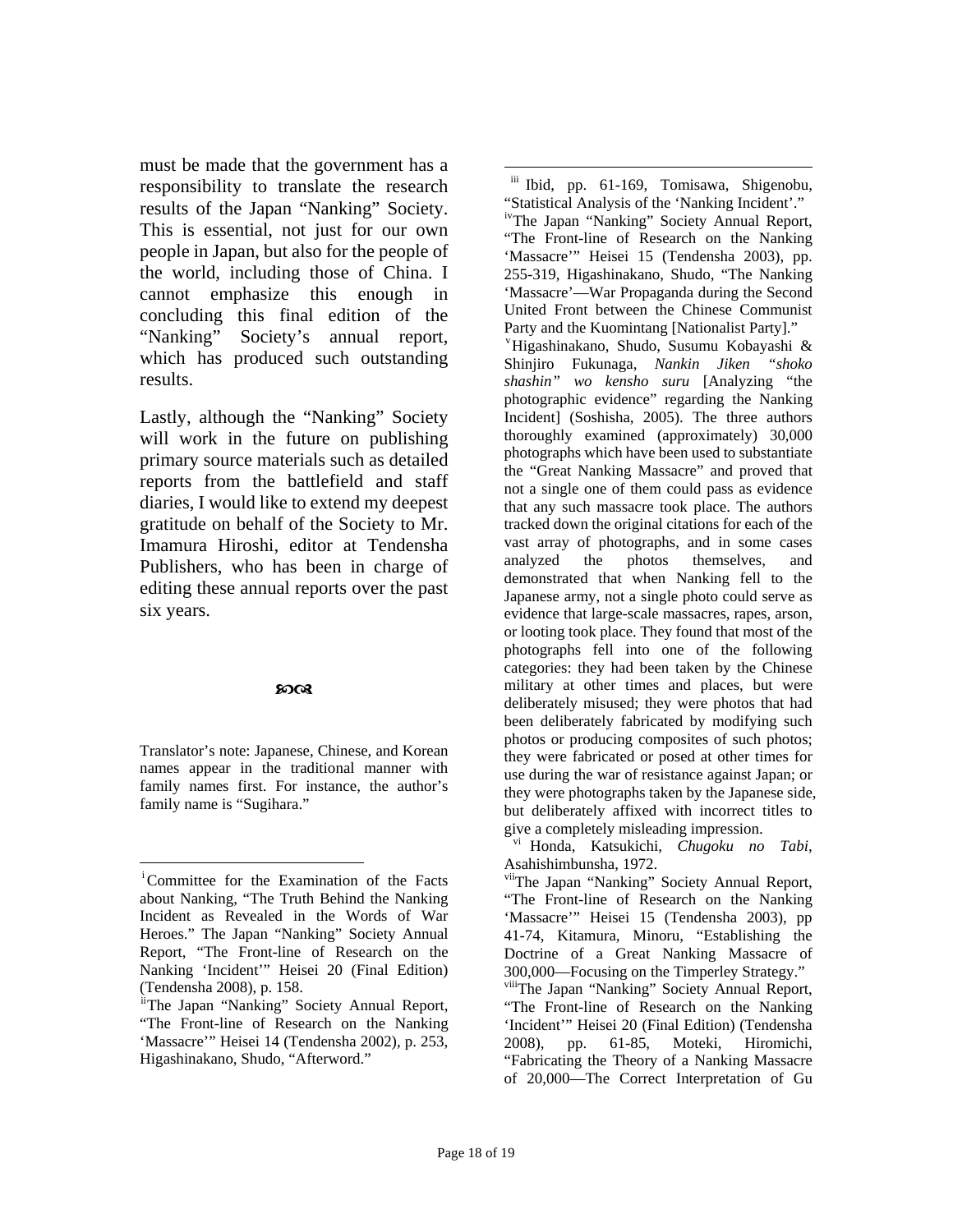must be made that the government has a responsibility to translate the research results of the Japan "Nanking" Society. This is essential, not just for our own people in Japan, but also for the people of the world, including those of China. I cannot emphasize this enough in concluding this final edition of the "Nanking" Society's annual report, which has produced such outstanding results.

Lastly, although the "Nanking" Society will work in the future on publishing primary source materials such as detailed reports from the battlefield and staff diaries, I would like to extend my deepest gratitude on behalf of the Society to Mr. Imamura Hiroshi, editor at Tendensha Publishers, who has been in charge of editing these annual reports over the past six years.

ꕤ

Translator's note: Japanese, Chinese, and Korean names appear in the traditional manner with family names first. For instance, the author's family name is "Sugihara."

---

[i] Committee for the Examination of the Facts about Nanking, "The Truth Behind the Nanking Incident as Revealed in the Words of War Heroes." The Japan "Nanking" Society Annual Report, "The Front-line of Research on the Nanking 'Incident'" Heisei 20 (Final Edition) (Tendensha 2008), p. 158.

[ii] The Japan "Nanking" Society Annual Report, "The Front-line of Research on the Nanking 'Massacre'" Heisei 14 (Tendensha 2002), p. 253, Higashinakano, Shudo, "Afterword."

[iii] Ibid, pp. 61-169, Tomisawa, Shigenobu, "Statistical Analysis of the 'Nanking Incident'."

[iv] The Japan "Nanking" Society Annual Report, "The Front-line of Research on the Nanking 'Massacre'" Heisei 15 (Tendensha 2003), pp. 255-319, Higashinakano, Shudo, "The Nanking 'Massacre'—War Propaganda during the Second United Front between the Chinese Communist Party and the Kuomintang [Nationalist Party]."

[v] Higashinakano, Shudo, Susumu Kobayashi & Shinjiro Fukunaga, *Nankin Jiken "shoko shashin" wo kensho suru* [Analyzing "the photographic evidence" regarding the Nanking Incident] (Soshisha, 2005). The three authors thoroughly examined (approximately) 30,000 photographs which have been used to substantiate the "Great Nanking Massacre" and proved that not a single one of them could pass as evidence that any such massacre took place. The authors tracked down the original citations for each of the vast array of photographs, and in some cases analyzed the photos themselves, and demonstrated that when Nanking fell to the Japanese army, not a single photo could serve as evidence that large-scale massacres, rapes, arson, or looting took place. They found that most of the photographs fell into one of the following categories: they had been taken by the Chinese military at other times and places, but were deliberately misused; they were photos that had been deliberately fabricated by modifying such photos or producing composites of such photos; they were fabricated or posed at other times for use during the war of resistance against Japan; or they were photographs taken by the Japanese side, but deliberately affixed with incorrect titles to give a completely misleading impression.

[vi] Honda, Katsukichi, *Chugoku no Tabi*, Asahishimbunsha, 1972.

[vii] The Japan "Nanking" Society Annual Report, "The Front-line of Research on the Nanking 'Massacre'" Heisei 15 (Tendensha 2003), pp 41-74, Kitamura, Minoru, "Establishing the Doctrine of a Great Nanking Massacre of 300,000—Focusing on the Timperley Strategy."

[viii] The Japan "Nanking" Society Annual Report, "The Front-line of Research on the Nanking 'Incident'" Heisei 20 (Final Edition) (Tendensha 2008), pp. 61-85, Moteki, Hiromichi, "Fabricating the Theory of a Nanking Massacre of 20,000—The Correct Interpretation of Gu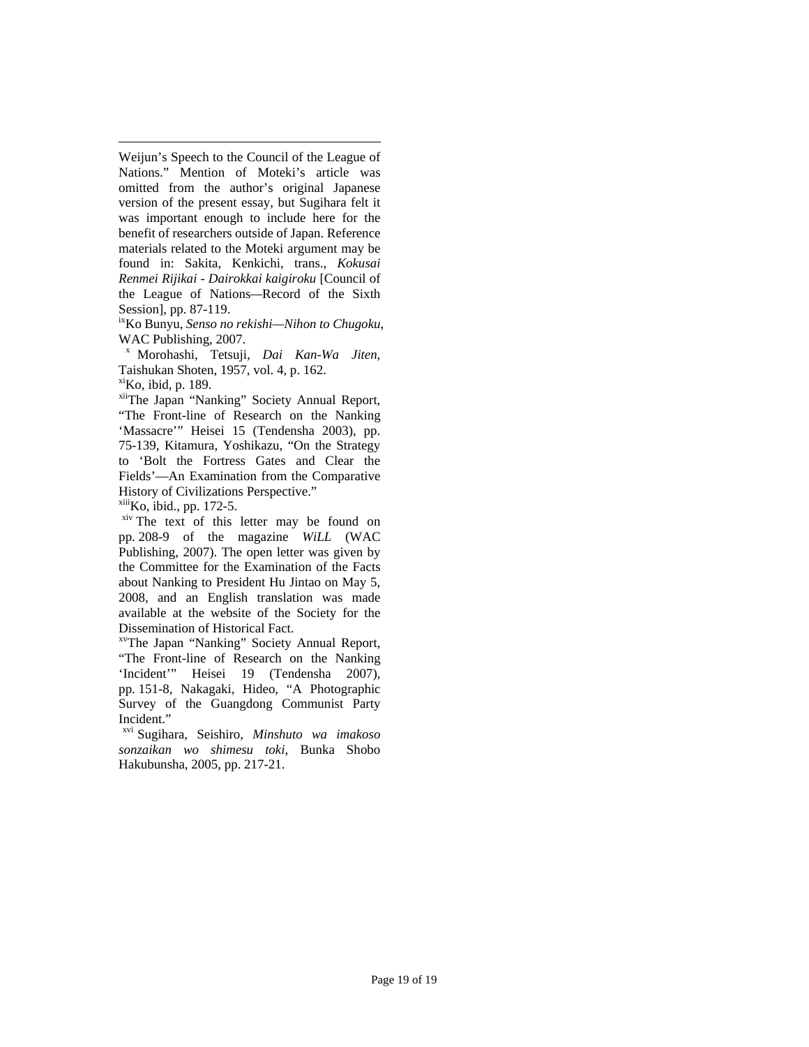Weijun's Speech to the Council of the League of Nations." Mention of Moteki's article was omitted from the author's original Japanese version of the present essay, but Sugihara felt it was important enough to include here for the benefit of researchers outside of Japan. Reference materials related to the Moteki argument may be found in: Sakita, Kenkichi, trans., *Kokusai Renmei Rijikai - Dairokkai kaigiroku* [Council of the League of Nations—Record of the Sixth Session], pp. 87-119.

[ix]Ko Bunyu, *Senso no rekishi—Nihon to Chugoku*, WAC Publishing, 2007.

[x] Morohashi, Tetsuji, *Dai Kan-Wa Jiten*, Taishukan Shoten, 1957, vol. 4, p. 162.

[xi]Ko, ibid, p. 189.

[xii]The Japan "Nanking" Society Annual Report, "The Front-line of Research on the Nanking 'Massacre'" Heisei 15 (Tendensha 2003), pp. 75-139, Kitamura, Yoshikazu, "On the Strategy to 'Bolt the Fortress Gates and Clear the Fields'—An Examination from the Comparative History of Civilizations Perspective."

[xiii]Ko, ibid., pp. 172-5.

[xiv] The text of this letter may be found on pp. 208-9 of the magazine *WiLL* (WAC Publishing, 2007). The open letter was given by the Committee for the Examination of the Facts about Nanking to President Hu Jintao on May 5, 2008, and an English translation was made available at the website of the Society for the Dissemination of Historical Fact.

[xv]The Japan "Nanking" Society Annual Report, "The Front-line of Research on the Nanking 'Incident'" Heisei 19 (Tendensha 2007), pp. 151-8, Nakagaki, Hideo, "A Photographic Survey of the Guangdong Communist Party Incident."

[xvi] Sugihara, Seishiro, *Minshuto wa imakoso sonzaikan wo shimesu toki*, Bunka Shobo Hakubunsha, 2005, pp. 217-21.